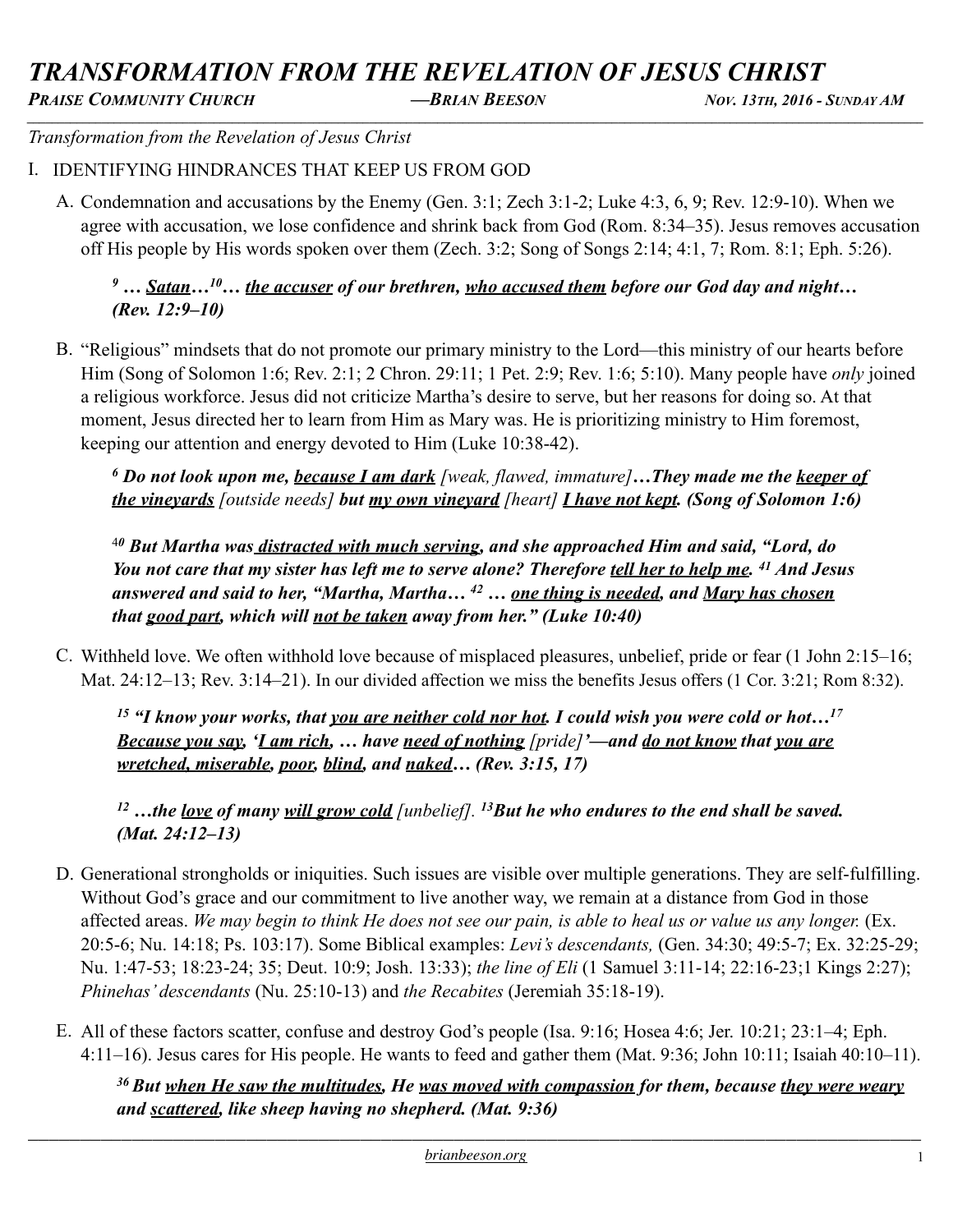# TRANSFORMATION FROM THE REVELATION OF JESUS CHRIST

***PRAISE COMMUNITY CHURCH*** ***—BRIAN BEESON*** ***NOV. 13TH, 2016 - SUNDAY AM***

*Transformation from the Revelation of Jesus Christ*

## I. IDENTIFYING HINDRANCES THAT KEEP US FROM GOD

A. Condemnation and accusations by the Enemy (Gen. 3:1; Zech 3:1-2; Luke 4:3, 6, 9; Rev. 12:9-10). When we agree with accusation, we lose confidence and shrink back from God (Rom. 8:34–35). Jesus removes accusation off His people by His words spoken over them (Zech. 3:2; Song of Songs 2:14; 4:1, 7; Rom. 8:1; Eph. 5:26).

> ***[9] … Satan…[10]… the accuser of our brethren, who accused them before our God day and night… (Rev. 12:9–10)***

B. "Religious" mindsets that do not promote our primary ministry to the Lord—this ministry of our hearts before Him (Song of Solomon 1:6; Rev. 2:1; 2 Chron. 29:11; 1 Pet. 2:9; Rev. 1:6; 5:10). Many people have *only* joined a religious workforce. Jesus did not criticize Martha's desire to serve, but her reasons for doing so. At that moment, Jesus directed her to learn from Him as Mary was. He is prioritizing ministry to Him foremost, keeping our attention and energy devoted to Him (Luke 10:38-42).

> ***[6] Do not look upon me, because I am dark*** *[weak, flawed, immature]* ***…They made me the keeper of the vineyards*** *[outside needs]* ***but my own vineyard*** *[heart]* ***I have not kept. (Song of Solomon 1:6)***

> ***[40] But Martha was distracted with much serving, and she approached Him and said, "Lord, do You not care that my sister has left me to serve alone? Therefore tell her to help me. [41] And Jesus answered and said to her, "Martha, Martha… [42] … one thing is needed, and Mary has chosen that good part, which will not be taken away from her." (Luke 10:40)***

C. Withheld love. We often withhold love because of misplaced pleasures, unbelief, pride or fear (1 John 2:15–16; Mat. 24:12–13; Rev. 3:14–21). In our divided affection we miss the benefits Jesus offers (1 Cor. 3:21; Rom 8:32).

> ***[15] "I know your works, that you are neither cold nor hot. I could wish you were cold or hot…[17] Because you say, 'I am rich, … have need of nothing*** *[pride]* ***'—and do not know that you are wretched, miserable, poor, blind, and naked… (Rev. 3:15, 17)***

> ***[12] …the love of many will grow cold*** *[unbelief]*. ***[13]But he who endures to the end shall be saved. (Mat. 24:12–13)***

D. Generational strongholds or iniquities. Such issues are visible over multiple generations. They are self-fulfilling. Without God's grace and our commitment to live another way, we remain at a distance from God in those affected areas. *We may begin to think He does not see our pain, is able to heal us or value us any longer.* (Ex. 20:5-6; Nu. 14:18; Ps. 103:17). Some Biblical examples: *Levi's descendants,* (Gen. 34:30; 49:5-7; Ex. 32:25-29; Nu. 1:47-53; 18:23-24; 35; Deut. 10:9; Josh. 13:33); *the line of Eli* (1 Samuel 3:11-14; 22:16-23;1 Kings 2:27); *Phinehas' descendants* (Nu. 25:10-13) and *the Recabites* (Jeremiah 35:18-19).

E. All of these factors scatter, confuse and destroy God's people (Isa. 9:16; Hosea 4:6; Jer. 10:21; 23:1–4; Eph. 4:11–16). Jesus cares for His people. He wants to feed and gather them (Mat. 9:36; John 10:11; Isaiah 40:10–11).

> ***[36] But when He saw the multitudes, He was moved with compassion for them, because they were weary and scattered, like sheep having no shepherd. (Mat. 9:36)***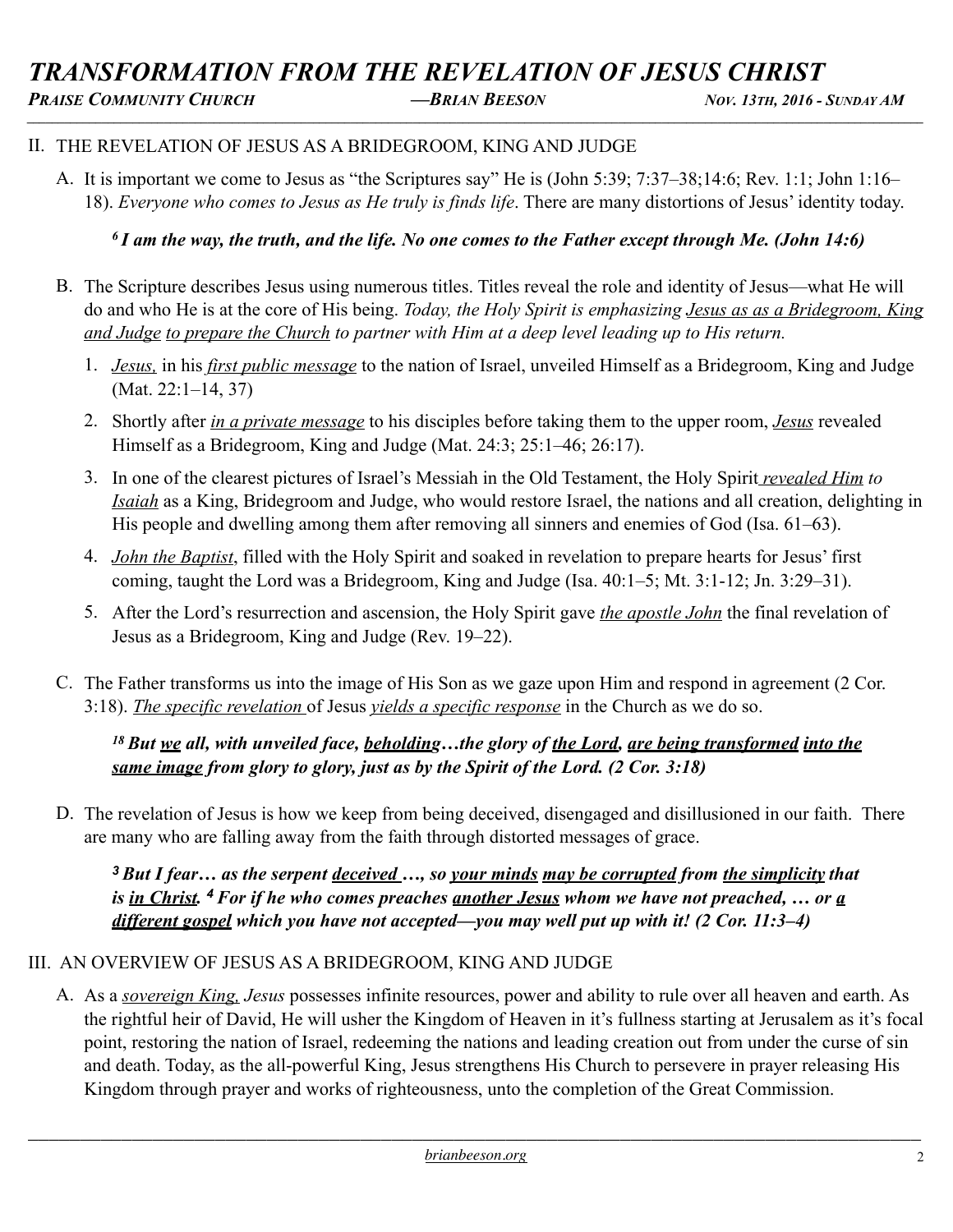## II. THE REVELATION OF JESUS AS A BRIDEGROOM, KING AND JUDGE

A. It is important we come to Jesus as "the Scriptures say" He is (John 5:39; 7:37–38;14:6; Rev. 1:1; John 1:16–18). *Everyone who comes to Jesus as He truly is finds life*. There are many distortions of Jesus' identity today.

> ***[6] I am the way, the truth, and the life. No one comes to the Father except through Me. (John 14:6)***

B. The Scripture describes Jesus using numerous titles. Titles reveal the role and identity of Jesus—what He will do and who He is at the core of His being. *Today, the Holy Spirit is emphasizing <u>Jesus as as a Bridegroom, King and Judge</u> <u>to prepare the Church</u> to partner with Him at a deep level leading up to His return.*

1. *<u>Jesus,</u>* in his *<u>first public message</u>* to the nation of Israel, unveiled Himself as a Bridegroom, King and Judge (Mat. 22:1–14, 37)
2. Shortly after *<u>in a private message</u>* to his disciples before taking them to the upper room, *<u>Jesus</u>* revealed Himself as a Bridegroom, King and Judge (Mat. 24:3; 25:1–46; 26:17).
3. In one of the clearest pictures of Israel's Messiah in the Old Testament, the Holy Spirit *<u>revealed Him</u> to <u>Isaiah</u>* as a King, Bridegroom and Judge, who would restore Israel, the nations and all creation, delighting in His people and dwelling among them after removing all sinners and enemies of God (Isa. 61–63).
4. *<u>John the Baptist</u>*, filled with the Holy Spirit and soaked in revelation to prepare hearts for Jesus' first coming, taught the Lord was a Bridegroom, King and Judge (Isa. 40:1–5; Mt. 3:1-12; Jn. 3:29–31).
5. After the Lord's resurrection and ascension, the Holy Spirit gave *<u>the apostle John</u>* the final revelation of Jesus as a Bridegroom, King and Judge (Rev. 19–22).

C. The Father transforms us into the image of His Son as we gaze upon Him and respond in agreement (2 Cor. 3:18). *<u>The specific revelation</u>* of Jesus *<u>yields a specific response</u>* in the Church as we do so.

> ***[18] But <u>we</u> all, with unveiled face, <u>beholding</u>…the glory of <u>the Lord</u>, <u>are being transformed</u> <u>into the same image</u> from glory to glory, just as by the Spirit of the Lord. (2 Cor. 3:18)***

D. The revelation of Jesus is how we keep from being deceived, disengaged and disillusioned in our faith. There are many who are falling away from the faith through distorted messages of grace.

> ***[3] But I fear… as the serpent <u>deceived</u> …, so <u>your minds</u> <u>may be corrupted</u> from <u>the simplicity</u> that is <u>in Christ</u>. [4] For if he who comes preaches <u>another Jesus</u> whom we have not preached, … or <u>a different gospel</u> which you have not accepted—you may well put up with it! (2 Cor. 11:3–4)***

## III. AN OVERVIEW OF JESUS AS A BRIDEGROOM, KING AND JUDGE

A. As a *<u>sovereign King,</u> Jesus* possesses infinite resources, power and ability to rule over all heaven and earth. As the rightful heir of David, He will usher the Kingdom of Heaven in it's fullness starting at Jerusalem as it's focal point, restoring the nation of Israel, redeeming the nations and leading creation out from under the curse of sin and death. Today, as the all-powerful King, Jesus strengthens His Church to persevere in prayer releasing His Kingdom through prayer and works of righteousness, unto the completion of the Great Commission.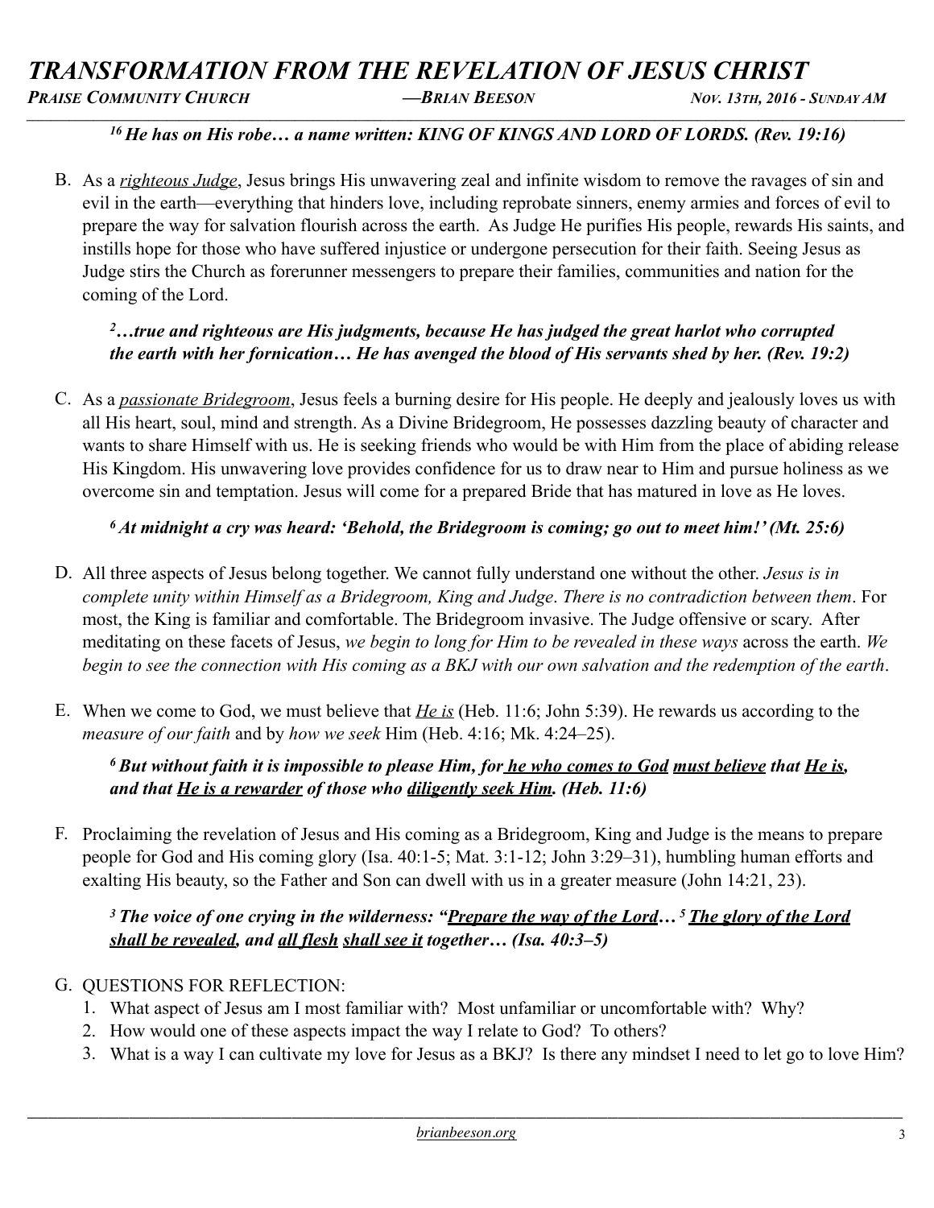***[16] He has on His robe… a name written: KING OF KINGS AND LORD OF LORDS. (Rev. 19:16)***

B. As a *righteous Judge*, Jesus brings His unwavering zeal and infinite wisdom to remove the ravages of sin and evil in the earth—everything that hinders love, including reprobate sinners, enemy armies and forces of evil to prepare the way for salvation flourish across the earth. As Judge He purifies His people, rewards His saints, and instills hope for those who have suffered injustice or undergone persecution for their faith. Seeing Jesus as Judge stirs the Church as forerunner messengers to prepare their families, communities and nation for the coming of the Lord.

> ***[2]…true and righteous are His judgments, because He has judged the great harlot who corrupted the earth with her fornication… He has avenged the blood of His servants shed by her. (Rev. 19:2)***

C. As a *passionate Bridegroom*, Jesus feels a burning desire for His people. He deeply and jealously loves us with all His heart, soul, mind and strength. As a Divine Bridegroom, He possesses dazzling beauty of character and wants to share Himself with us. He is seeking friends who would be with Him from the place of abiding release His Kingdom. His unwavering love provides confidence for us to draw near to Him and pursue holiness as we overcome sin and temptation. Jesus will come for a prepared Bride that has matured in love as He loves.

> ***[6] At midnight a cry was heard: 'Behold, the Bridegroom is coming; go out to meet him!' (Mt. 25:6)***

D. All three aspects of Jesus belong together. We cannot fully understand one without the other. *Jesus is in complete unity within Himself as a Bridegroom, King and Judge*. *There is no contradiction between them*. For most, the King is familiar and comfortable. The Bridegroom invasive. The Judge offensive or scary. After meditating on these facets of Jesus, *we begin to long for Him to be revealed in these ways* across the earth. *We begin to see the connection with His coming as a BKJ with our own salvation and the redemption of the earth*.

E. When we come to God, we must believe that *He is* (Heb. 11:6; John 5:39). He rewards us according to the *measure of our faith* and by *how we seek* Him (Heb. 4:16; Mk. 4:24–25).

> ***[6] But without faith it is impossible to please Him, for he who comes to God must believe that He is, and that He is a rewarder of those who diligently seek Him. (Heb. 11:6)***

F. Proclaiming the revelation of Jesus and His coming as a Bridegroom, King and Judge is the means to prepare people for God and His coming glory (Isa. 40:1-5; Mat. 3:1-12; John 3:29–31), humbling human efforts and exalting His beauty, so the Father and Son can dwell with us in a greater measure (John 14:21, 23).

> ***[3] The voice of one crying in the wilderness: "Prepare the way of the Lord… [5] The glory of the Lord shall be revealed, and all flesh shall see it together… (Isa. 40:3–5)***

G. QUESTIONS FOR REFLECTION:
   1. What aspect of Jesus am I most familiar with? Most unfamiliar or uncomfortable with? Why?
   2. How would one of these aspects impact the way I relate to God? To others?
   3. What is a way I can cultivate my love for Jesus as a BKJ? Is there any mindset I need to let go to love Him?